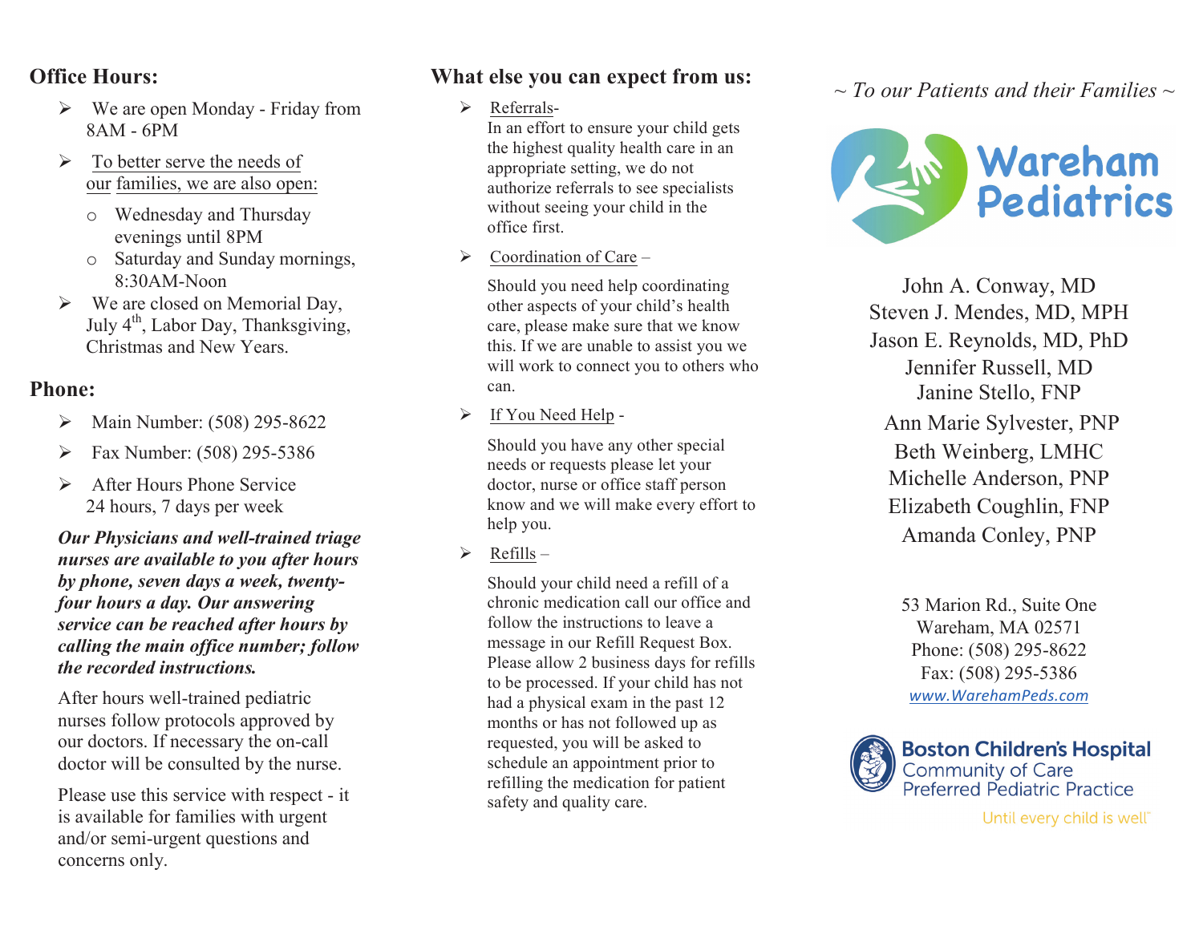## Office Hours:

- We are open Monday - Friday from 8AM - 6PM
- To better serve the needs of our families, we are also open:
  - Wednesday and Thursday evenings until 8PM
  - Saturday and Sunday mornings, 8:30AM-Noon
- We are closed on Memorial Day, July 4th, Labor Day, Thanksgiving, Christmas and New Years.

## Phone:

- Main Number: (508) 295-8622
- Fax Number: (508) 295-5386
- After Hours Phone Service 24 hours, 7 days per week

***Our Physicians and well-trained triage nurses are available to you after hours by phone, seven days a week, twenty-four hours a day. Our answering service can be reached after hours by calling the main office number; follow the recorded instructions.***

After hours well-trained pediatric nurses follow protocols approved by our doctors. If necessary the on-call doctor will be consulted by the nurse.

Please use this service with respect - it is available for families with urgent and/or semi-urgent questions and concerns only.

## What else you can expect from us:

- Referrals-
  In an effort to ensure your child gets the highest quality health care in an appropriate setting, we do not authorize referrals to see specialists without seeing your child in the office first.
- Coordination of Care –
  Should you need help coordinating other aspects of your child's health care, please make sure that we know this. If we are unable to assist you we will work to connect you to others who can.
- If You Need Help -
  Should you have any other special needs or requests please let your doctor, nurse or office staff person know and we will make every effort to help you.
- Refills –
  Should your child need a refill of a chronic medication call our office and follow the instructions to leave a message in our Refill Request Box. Please allow 2 business days for refills to be processed. If your child has not had a physical exam in the past 12 months or has not followed up as requested, you will be asked to schedule an appointment prior to refilling the medication for patient safety and quality care.

*~ To our Patients and their Families ~*

# Wareham Pediatrics

John A. Conway, MD
Steven J. Mendes, MD, MPH
Jason E. Reynolds, MD, PhD
Jennifer Russell, MD
Janine Stello, FNP
Ann Marie Sylvester, PNP
Beth Weinberg, LMHC
Michelle Anderson, PNP
Elizabeth Coughlin, FNP
Amanda Conley, PNP

53 Marion Rd., Suite One
Wareham, MA 02571
Phone: (508) 295-8622
Fax: (508) 295-5386
*www.WarehamPeds.com*

**Boston Children's Hospital**
Community of Care
Preferred Pediatric Practice

Until every child is well™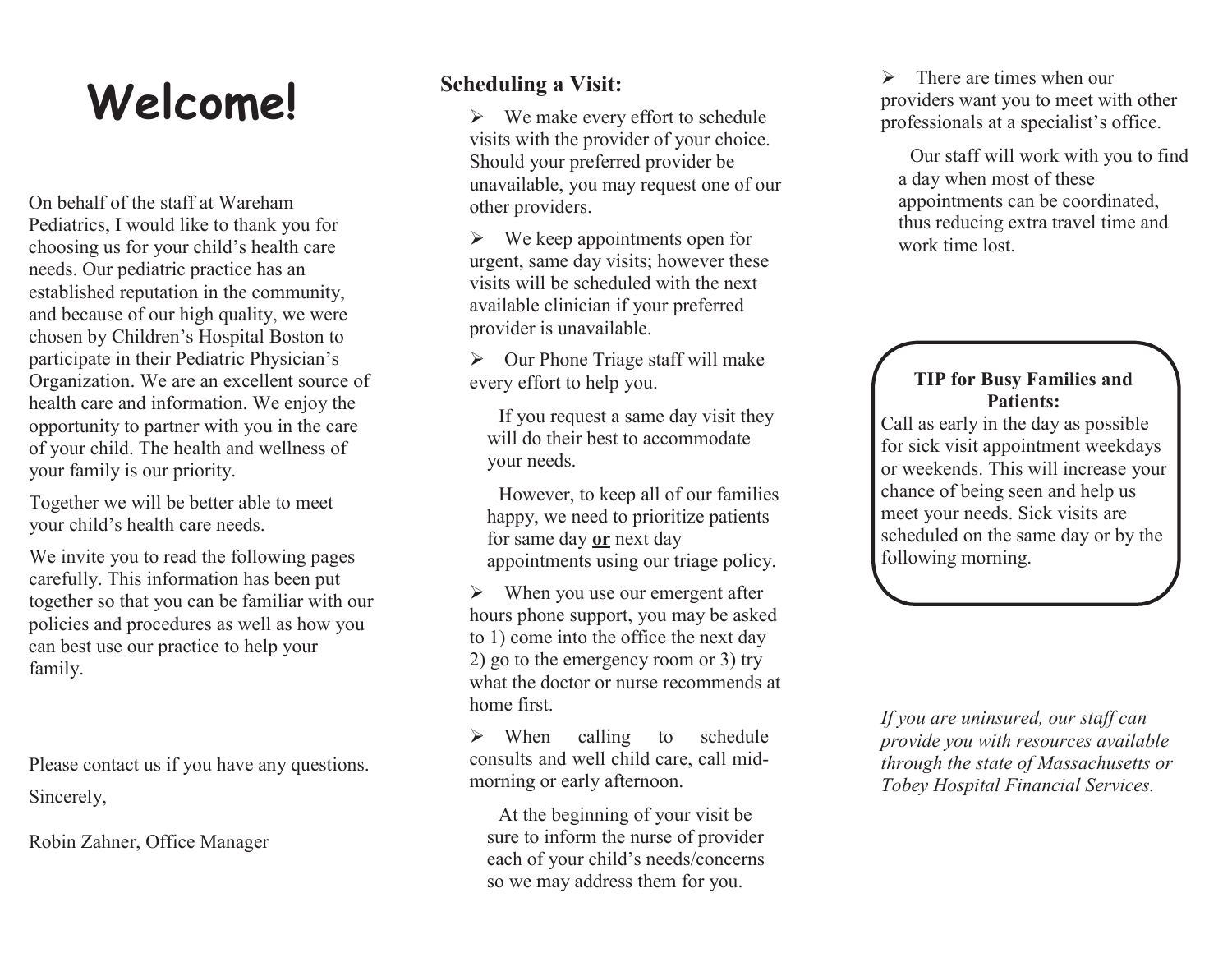# Welcome!

On behalf of the staff at Wareham Pediatrics, I would like to thank you for choosing us for your child's health care needs. Our pediatric practice has an established reputation in the community, and because of our high quality, we were chosen by Children's Hospital Boston to participate in their Pediatric Physician's Organization. We are an excellent source of health care and information. We enjoy the opportunity to partner with you in the care of your child. The health and wellness of your family is our priority.

Together we will be better able to meet your child's health care needs.

We invite you to read the following pages carefully. This information has been put together so that you can be familiar with our policies and procedures as well as how you can best use our practice to help your family.

Please contact us if you have any questions.

Sincerely,

Robin Zahner, Office Manager

## Scheduling a Visit:

- We make every effort to schedule visits with the provider of your choice. Should your preferred provider be unavailable, you may request one of our other providers.
- We keep appointments open for urgent, same day visits; however these visits will be scheduled with the next available clinician if your preferred provider is unavailable.
- Our Phone Triage staff will make every effort to help you.

  If you request a same day visit they will do their best to accommodate your needs.

  However, to keep all of our families happy, we need to prioritize patients for same day **or** next day appointments using our triage policy.
- When you use our emergent after hours phone support, you may be asked to 1) come into the office the next day 2) go to the emergency room or 3) try what the doctor or nurse recommends at home first.
- When calling to schedule consults and well child care, call mid-morning or early afternoon.

  At the beginning of your visit be sure to inform the nurse of provider each of your child's needs/concerns so we may address them for you.
- There are times when our providers want you to meet with other professionals at a specialist's office.

  Our staff will work with you to find a day when most of these appointments can be coordinated, thus reducing extra travel time and work time lost.

**TIP for Busy Families and Patients:**
Call as early in the day as possible for sick visit appointment weekdays or weekends. This will increase your chance of being seen and help us meet your needs. Sick visits are scheduled on the same day or by the following morning.

*If you are uninsured, our staff can provide you with resources available through the state of Massachusetts or Tobey Hospital Financial Services.*